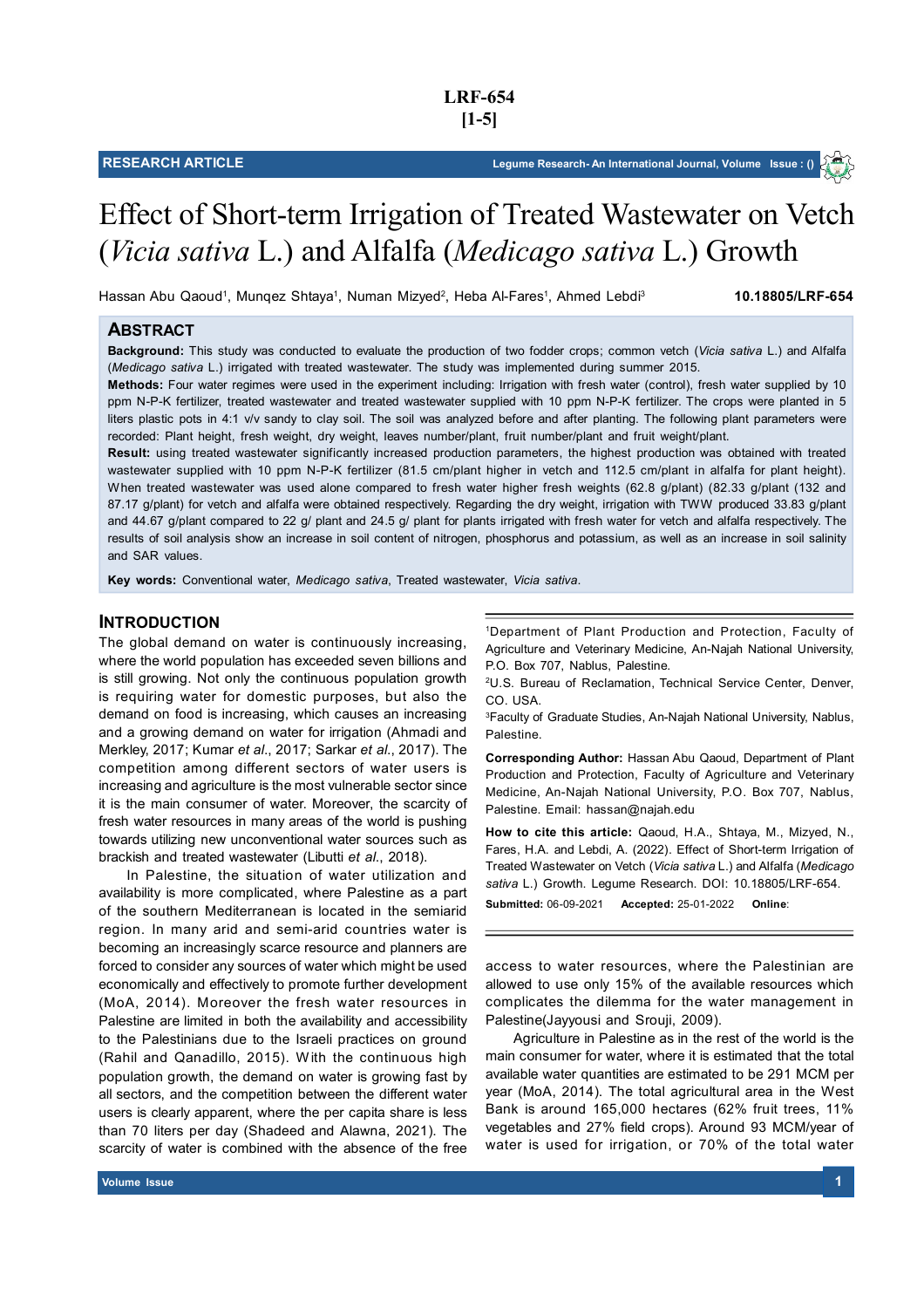LRF-654
[1-5]

RESEARCH ARTICLE

# Effect of Short-term Irrigation of Treated Wastewater on Vetch (*Vicia sativa* L.) and Alfalfa (*Medicago sativa* L.) Growth

Hassan Abu Qaoud[1], Munqez Shtaya[1], Numan Mizyed[2], Heba Al-Fares[1], Ahmed Lebdi[3]

**10.18805/LRF-654**

## ABSTRACT

**Background:** This study was conducted to evaluate the production of two fodder crops; common vetch (*Vicia sativa* L.) and Alfalfa (*Medicago sativa* L.) irrigated with treated wastewater. The study was implemented during summer 2015.

**Methods:** Four water regimes were used in the experiment including: Irrigation with fresh water (control), fresh water supplied by 10 ppm N-P-K fertilizer, treated wastewater and treated wastewater supplied with 10 ppm N-P-K fertilizer. The crops were planted in 5 liters plastic pots in 4:1 v/v sandy to clay soil. The soil was analyzed before and after planting. The following plant parameters were recorded: Plant height, fresh weight, dry weight, leaves number/plant, fruit number/plant and fruit weight/plant.

**Result:** using treated wastewater significantly increased production parameters, the highest production was obtained with treated wastewater supplied with 10 ppm N-P-K fertilizer (81.5 cm/plant higher in vetch and 112.5 cm/plant in alfalfa for plant height). When treated wastewater was used alone compared to fresh water higher fresh weights (62.8 g/plant) (82.33 g/plant (132 and 87.17 g/plant) for vetch and alfalfa were obtained respectively. Regarding the dry weight, irrigation with TWW produced 33.83 g/plant and 44.67 g/plant compared to 22 g/ plant and 24.5 g/ plant for plants irrigated with fresh water for vetch and alfalfa respectively. The results of soil analysis show an increase in soil content of nitrogen, phosphorus and potassium, as well as an increase in soil salinity and SAR values.

**Key words:** Conventional water, *Medicago sativa*, Treated wastewater, *Vicia sativa*.

## INTRODUCTION

The global demand on water is continuously increasing, where the world population has exceeded seven billions and is still growing. Not only the continuous population growth is requiring water for domestic purposes, but also the demand on food is increasing, which causes an increasing and a growing demand on water for irrigation (Ahmadi and Merkley, 2017; Kumar *et al*., 2017; Sarkar *et al*., 2017). The competition among different sectors of water users is increasing and agriculture is the most vulnerable sector since it is the main consumer of water. Moreover, the scarcity of fresh water resources in many areas of the world is pushing towards utilizing new unconventional water sources such as brackish and treated wastewater (Libutti *et al*., 2018).

In Palestine, the situation of water utilization and availability is more complicated, where Palestine as a part of the southern Mediterranean is located in the semiarid region. In many arid and semi-arid countries water is becoming an increasingly scarce resource and planners are forced to consider any sources of water which might be used economically and effectively to promote further development (MoA, 2014). Moreover the fresh water resources in Palestine are limited in both the availability and accessibility to the Palestinians due to the Israeli practices on ground (Rahil and Qanadillo, 2015). With the continuous high population growth, the demand on water is growing fast by all sectors, and the competition between the different water users is clearly apparent, where the per capita share is less than 70 liters per day (Shadeed and Alawna, 2021). The scarcity of water is combined with the absence of the free access to water resources, where the Palestinian are allowed to use only 15% of the available resources which complicates the dilemma for the water management in Palestine(Jayyousi and Srouji, 2009).

Agriculture in Palestine as in the rest of the world is the main consumer for water, where it is estimated that the total available water quantities are estimated to be 291 MCM per year (MoA, 2014). The total agricultural area in the West Bank is around 165,000 hectares (62% fruit trees, 11% vegetables and 27% field crops). Around 93 MCM/year of water is used for irrigation, or 70% of the total water

[1]Department of Plant Production and Protection, Faculty of Agriculture and Veterinary Medicine, An-Najah National University, P.O. Box 707, Nablus, Palestine.

[2]U.S. Bureau of Reclamation, Technical Service Center, Denver, CO. USA.

[3]Faculty of Graduate Studies, An-Najah National University, Nablus, Palestine.

**Corresponding Author:** Hassan Abu Qaoud, Department of Plant Production and Protection, Faculty of Agriculture and Veterinary Medicine, An-Najah National University, P.O. Box 707, Nablus, Palestine. Email: hassan@najah.edu

**How to cite this article:** Qaoud, H.A., Shtaya, M., Mizyed, N., Fares, H.A. and Lebdi, A. (2022). Effect of Short-term Irrigation of Treated Wastewater on Vetch (*Vicia sativa* L.) and Alfalfa (*Medicago sativa* L.) Growth. Legume Research. DOI: 10.18805/LRF-654.

**Submitted:** 06-09-2021 **Accepted:** 25-01-2022 **Online**: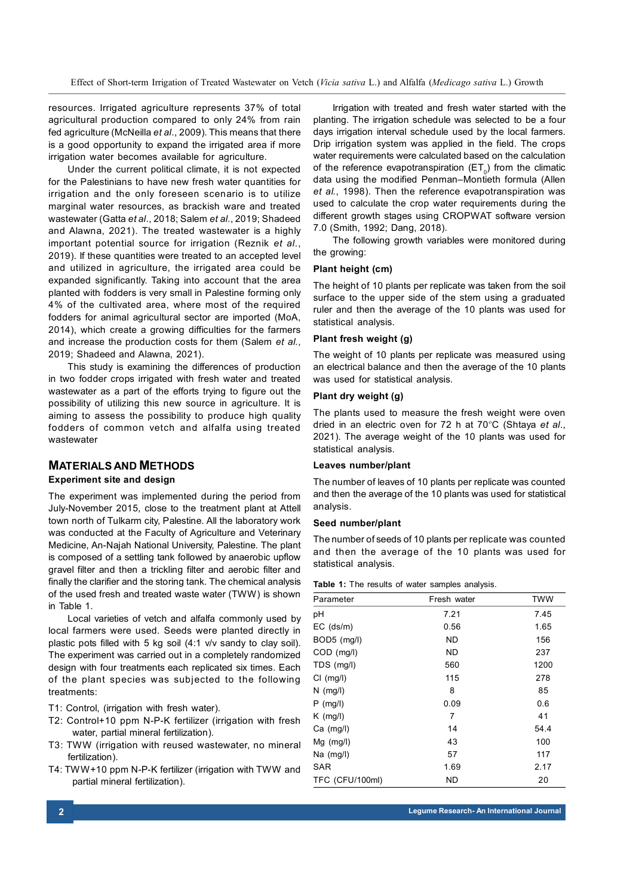resources. Irrigated agriculture represents 37% of total agricultural production compared to only 24% from rain fed agriculture (McNeilla *et al*., 2009). This means that there is a good opportunity to expand the irrigated area if more irrigation water becomes available for agriculture.

Under the current political climate, it is not expected for the Palestinians to have new fresh water quantities for irrigation and the only foreseen scenario is to utilize marginal water resources, as brackish ware and treated wastewater (Gatta *et al*., 2018; Salem *et al*., 2019; Shadeed and Alawna, 2021). The treated wastewater is a highly important potential source for irrigation (Reznik *et al*., 2019). If these quantities were treated to an accepted level and utilized in agriculture, the irrigated area could be expanded significantly. Taking into account that the area planted with fodders is very small in Palestine forming only 4% of the cultivated area, where most of the required fodders for animal agricultural sector are imported (MoA, 2014), which create a growing difficulties for the farmers and increase the production costs for them (Salem *et al*., 2019; Shadeed and Alawna, 2021).

This study is examining the differences of production in two fodder crops irrigated with fresh water and treated wastewater as a part of the efforts trying to figure out the possibility of utilizing this new source in agriculture. It is aiming to assess the possibility to produce high quality fodders of common vetch and alfalfa using treated wastewater

## MATERIALS AND METHODS

### Experiment site and design

The experiment was implemented during the period from July-November 2015, close to the treatment plant at Attell town north of Tulkarm city, Palestine. All the laboratory work was conducted at the Faculty of Agriculture and Veterinary Medicine, An-Najah National University, Palestine. The plant is composed of a settling tank followed by anaerobic upflow gravel filter and then a trickling filter and aerobic filter and finally the clarifier and the storing tank. The chemical analysis of the used fresh and treated waste water (TWW) is shown in Table 1.

Local varieties of vetch and alfalfa commonly used by local farmers were used. Seeds were planted directly in plastic pots filled with 5 kg soil (4:1 v/v sandy to clay soil). The experiment was carried out in a completely randomized design with four treatments each replicated six times. Each of the plant species was subjected to the following treatments:

- T1: Control, (irrigation with fresh water).
- T2: Control+10 ppm N-P-K fertilizer (irrigation with fresh water, partial mineral fertilization).
- T3: TWW (irrigation with reused wastewater, no mineral fertilization).
- T4: TWW+10 ppm N-P-K fertilizer (irrigation with TWW and partial mineral fertilization).

Irrigation with treated and fresh water started with the planting. The irrigation schedule was selected to be a four days irrigation interval schedule used by the local farmers. Drip irrigation system was applied in the field. The crops water requirements were calculated based on the calculation of the reference evapotranspiration ($ET_0$) from the climatic data using the modified Penman–Montieth formula (Allen *et al.*, 1998). Then the reference evapotranspiration was used to calculate the crop water requirements during the different growth stages using CROPWAT software version 7.0 (Smith, 1992; Dang, 2018).

The following growth variables were monitored during the growing:

**Plant height (cm)**

The height of 10 plants per replicate was taken from the soil surface to the upper side of the stem using a graduated ruler and then the average of the 10 plants was used for statistical analysis.

**Plant fresh weight (g)**

The weight of 10 plants per replicate was measured using an electrical balance and then the average of the 10 plants was used for statistical analysis.

**Plant dry weight (g)**

The plants used to measure the fresh weight were oven dried in an electric oven for 72 h at 70°C (Shtaya *et al*., 2021). The average weight of the 10 plants was used for statistical analysis.

**Leaves number/plant**

The number of leaves of 10 plants per replicate was counted and then the average of the 10 plants was used for statistical analysis.

**Seed number/plant**

The number of seeds of 10 plants per replicate was counted and then the average of the 10 plants was used for statistical analysis.

**Table 1:** The results of water samples analysis.

| Parameter | Fresh water | TWW |
|---|---|---|
| pH | 7.21 | 7.45 |
| EC (ds/m) | 0.56 | 1.65 |
| BOD5 (mg/l) | ND | 156 |
| COD (mg/l) | ND | 237 |
| TDS (mg/l) | 560 | 1200 |
| Cl (mg/l) | 115 | 278 |
| N (mg/l) | 8 | 85 |
| P (mg/l) | 0.09 | 0.6 |
| K (mg/l) | 7 | 41 |
| Ca (mg/l) | 14 | 54.4 |
| Mg (mg/l) | 43 | 100 |
| Na (mg/l) | 57 | 117 |
| SAR | 1.69 | 2.17 |
| TFC (CFU/100ml) | ND | 20 |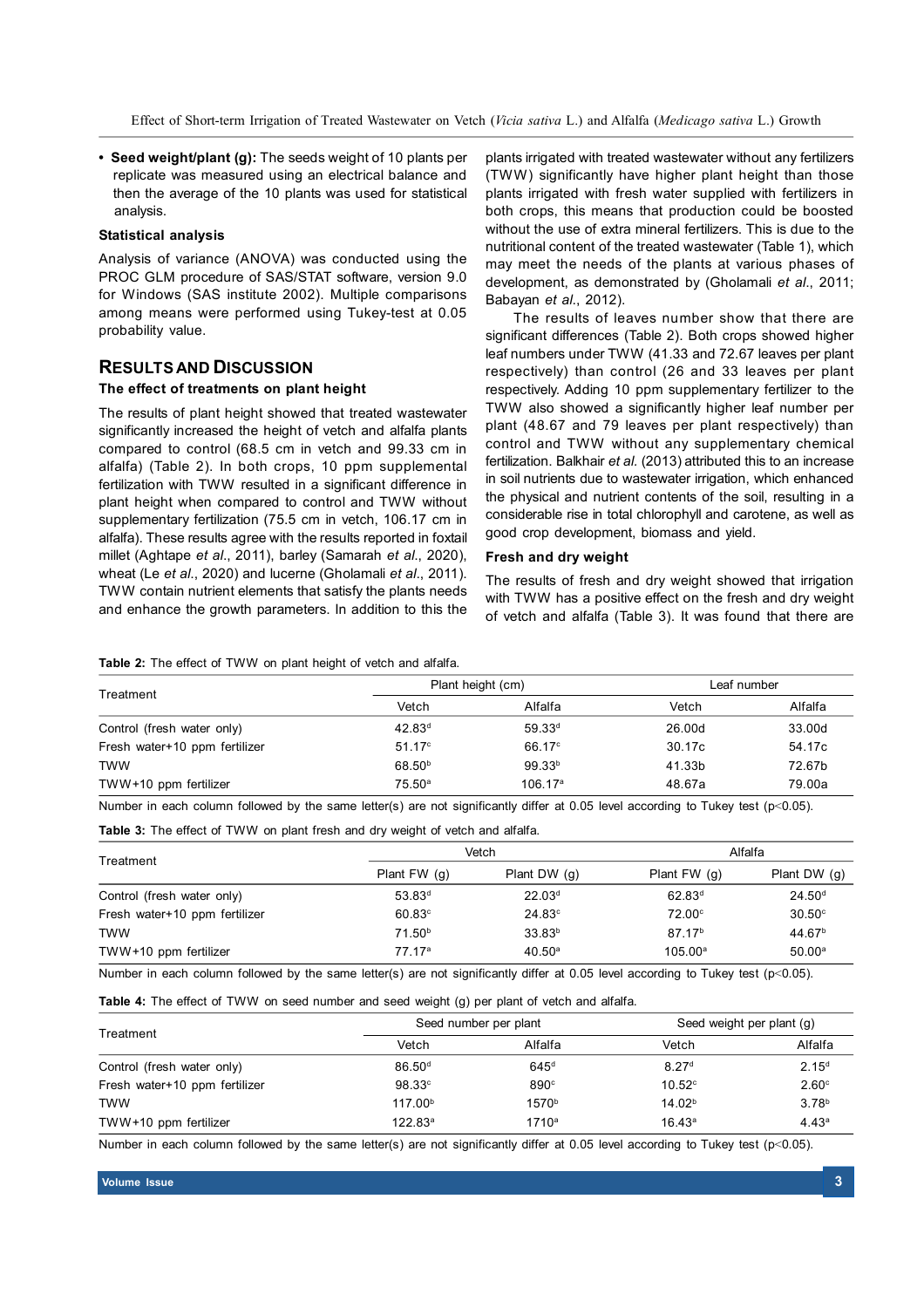- **Seed weight/plant (g):** The seeds weight of 10 plants per replicate was measured using an electrical balance and then the average of the 10 plants was used for statistical analysis.

### Statistical analysis

Analysis of variance (ANOVA) was conducted using the PROC GLM procedure of SAS/STAT software, version 9.0 for Windows (SAS institute 2002). Multiple comparisons among means were performed using Tukey-test at 0.05 probability value.

## RESULTS AND DISCUSSION

### The effect of treatments on plant height

The results of plant height showed that treated wastewater significantly increased the height of vetch and alfalfa plants compared to control (68.5 cm in vetch and 99.33 cm in alfalfa) (Table 2). In both crops, 10 ppm supplemental fertilization with TWW resulted in a significant difference in plant height when compared to control and TWW without supplementary fertilization (75.5 cm in vetch, 106.17 cm in alfalfa). These results agree with the results reported in foxtail millet (Aghtape *et al*., 2011), barley (Samarah *et al*., 2020), wheat (Le *et al*., 2020) and lucerne (Gholamali *et al*., 2011). TWW contain nutrient elements that satisfy the plants needs and enhance the growth parameters. In addition to this the plants irrigated with treated wastewater without any fertilizers (TWW) significantly have higher plant height than those plants irrigated with fresh water supplied with fertilizers in both crops, this means that production could be boosted without the use of extra mineral fertilizers. This is due to the nutritional content of the treated wastewater (Table 1), which may meet the needs of the plants at various phases of development, as demonstrated by (Gholamali *et al*., 2011; Babayan *et al*., 2012).

The results of leaves number show that there are significant differences (Table 2). Both crops showed higher leaf numbers under TWW (41.33 and 72.67 leaves per plant respectively) than control (26 and 33 leaves per plant respectively. Adding 10 ppm supplementary fertilizer to the TWW also showed a significantly higher leaf number per plant (48.67 and 79 leaves per plant respectively) than control and TWW without any supplementary chemical fertilization. Balkhair *et al.* (2013) attributed this to an increase in soil nutrients due to wastewater irrigation, which enhanced the physical and nutrient contents of the soil, resulting in a considerable rise in total chlorophyll and carotene, as well as good crop development, biomass and yield.

### Fresh and dry weight

The results of fresh and dry weight showed that irrigation with TWW has a positive effect on the fresh and dry weight of vetch and alfalfa (Table 3). It was found that there are

**Table 2:** The effect of TWW on plant height of vetch and alfalfa.

| Treatment | Plant height (cm) | | Leaf number | |
|---|---|---|---|---|
| | Vetch | Alfalfa | Vetch | Alfalfa |
| Control (fresh water only) | 42.83[d] | 59.33[d] | 26.00d | 33.00d |
| Fresh water+10 ppm fertilizer | 51.17[c] | 66.17[c] | 30.17c | 54.17c |
| TWW | 68.50[b] | 99.33[b] | 41.33b | 72.67b |
| TWW+10 ppm fertilizer | 75.50[a] | 106.17[a] | 48.67a | 79.00a |

Number in each column followed by the same letter(s) are not significantly differ at 0.05 level according to Tukey test ($p<0.05$).

**Table 3:** The effect of TWW on plant fresh and dry weight of vetch and alfalfa.

| Treatment | Vetch | | Alfalfa | |
|---|---|---|---|---|
| | Plant FW (g) | Plant DW (g) | Plant FW (g) | Plant DW (g) |
| Control (fresh water only) | 53.83[d] | 22.03[d] | 62.83[d] | 24.50[d] |
| Fresh water+10 ppm fertilizer | 60.83[c] | 24.83[c] | 72.00[c] | 30.50[c] |
| TWW | 71.50[b] | 33.83[b] | 87.17[b] | 44.67[b] |
| TWW+10 ppm fertilizer | 77.17[a] | 40.50[a] | 105.00[a] | 50.00[a] |

Number in each column followed by the same letter(s) are not significantly differ at 0.05 level according to Tukey test ($p<0.05$).

**Table 4:** The effect of TWW on seed number and seed weight (g) per plant of vetch and alfalfa.

| Treatment | Seed number per plant | | Seed weight per plant (g) | |
|---|---|---|---|---|
| | Vetch | Alfalfa | Vetch | Alfalfa |
| Control (fresh water only) | 86.50[d] | 645[d] | 8.27[d] | 2.15[d] |
| Fresh water+10 ppm fertilizer | 98.33[c] | 890[c] | 10.52[c] | 2.60[c] |
| TWW | 117.00[b] | 1570[b] | 14.02[b] | 3.78[b] |
| TWW+10 ppm fertilizer | 122.83[a] | 1710[a] | 16.43[a] | 4.43[a] |

Number in each column followed by the same letter(s) are not significantly differ at 0.05 level according to Tukey test ($p<0.05$).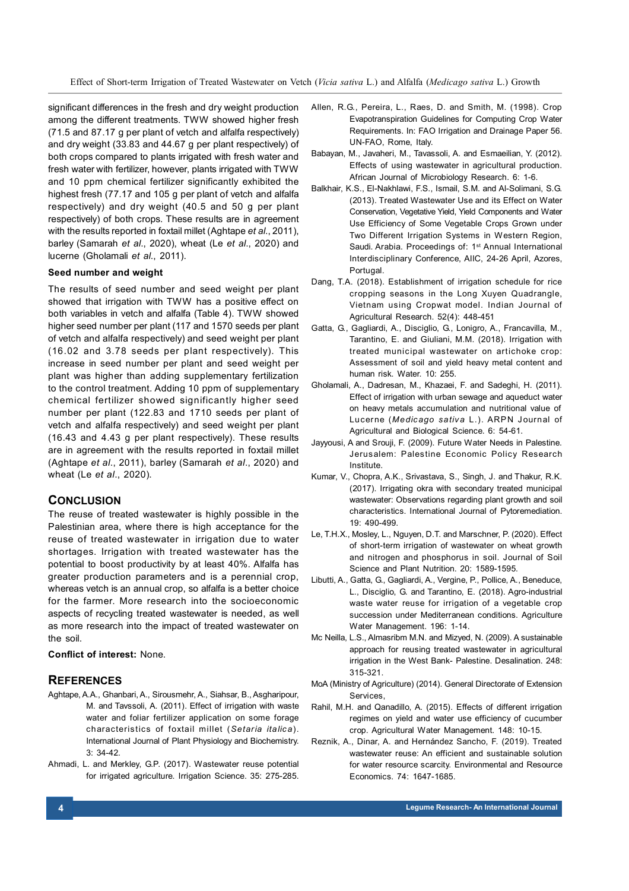significant differences in the fresh and dry weight production among the different treatments. TWW showed higher fresh (71.5 and 87.17 g per plant of vetch and alfalfa respectively) and dry weight (33.83 and 44.67 g per plant respectively) of both crops compared to plants irrigated with fresh water and fresh water with fertilizer, however, plants irrigated with TWW and 10 ppm chemical fertilizer significantly exhibited the highest fresh (77.17 and 105 g per plant of vetch and alfalfa respectively) and dry weight (40.5 and 50 g per plant respectively) of both crops. These results are in agreement with the results reported in foxtail millet (Aghtape *et al*., 2011), barley (Samarah *et al*., 2020), wheat (Le *et al*., 2020) and lucerne (Gholamali *et al*., 2011).

**Seed number and weight**

The results of seed number and seed weight per plant showed that irrigation with TWW has a positive effect on both variables in vetch and alfalfa (Table 4). TWW showed higher seed number per plant (117 and 1570 seeds per plant of vetch and alfalfa respectively) and seed weight per plant (16.02 and 3.78 seeds per plant respectively). This increase in seed number per plant and seed weight per plant was higher than adding supplementary fertilization to the control treatment. Adding 10 ppm of supplementary chemical fertilizer showed significantly higher seed number per plant (122.83 and 1710 seeds per plant of vetch and alfalfa respectively) and seed weight per plant (16.43 and 4.43 g per plant respectively). These results are in agreement with the results reported in foxtail millet (Aghtape *et al*., 2011), barley (Samarah *et al*., 2020) and wheat (Le *et al*., 2020).

## CONCLUSION

The reuse of treated wastewater is highly possible in the Palestinian area, where there is high acceptance for the reuse of treated wastewater in irrigation due to water shortages. Irrigation with treated wastewater has the potential to boost productivity by at least 40%. Alfalfa has greater production parameters and is a perennial crop, whereas vetch is an annual crop, so alfalfa is a better choice for the farmer. More research into the socioeconomic aspects of recycling treated wastewater is needed, as well as more research into the impact of treated wastewater on the soil.

**Conflict of interest:** None.

## REFERENCES

Aghtape, A.A., Ghanbari, A., Sirousmehr, A., Siahsar, B., Asgharipour, M. and Tavssoli, A. (2011). Effect of irrigation with waste water and foliar fertilizer application on some forage characteristics of foxtail millet (*Setaria italica*). International Journal of Plant Physiology and Biochemistry. 3: 34-42.

Ahmadi, L. and Merkley, G.P. (2017). Wastewater reuse potential for irrigated agriculture. Irrigation Science. 35: 275-285.

Allen, R.G., Pereira, L., Raes, D. and Smith, M. (1998). Crop Evapotranspiration Guidelines for Computing Crop Water Requirements. In: FAO Irrigation and Drainage Paper 56. UN-FAO, Rome, Italy.

Babayan, M., Javaheri, M., Tavassoli, A. and Esmaeilian, Y. (2012). Effects of using wastewater in agricultural production. African Journal of Microbiology Research. 6: 1-6.

Balkhair, K.S., El-Nakhlawi, F.S., Ismail, S.M. and Al-Solimani, S.G. (2013). Treated Wastewater Use and its Effect on Water Conservation, Vegetative Yield, Yield Components and Water Use Efficiency of Some Vegetable Crops Grown under Two Different Irrigation Systems in Western Region, Saudi. Arabia. Proceedings of: 1st Annual International Interdisciplinary Conference, AIIC, 24-26 April, Azores, Portugal.

Dang, T.A. (2018). Establishment of irrigation schedule for rice cropping seasons in the Long Xuyen Quadrangle, Vietnam using Cropwat model. Indian Journal of Agricultural Research. 52(4): 448-451

Gatta, G., Gagliardi, A., Disciglio, G., Lonigro, A., Francavilla, M., Tarantino, E. and Giuliani, M.M. (2018). Irrigation with treated municipal wastewater on artichoke crop: Assessment of soil and yield heavy metal content and human risk. Water. 10: 255.

Gholamali, A., Dadresan, M., Khazaei, F. and Sadeghi, H. (2011). Effect of irrigation with urban sewage and aqueduct water on heavy metals accumulation and nutritional value of Lucerne (*Medicago sativa* L.). ARPN Journal of Agricultural and Biological Science. 6: 54-61.

Jayyousi, A and Srouji, F. (2009). Future Water Needs in Palestine. Jerusalem: Palestine Economic Policy Research Institute.

Kumar, V., Chopra, A.K., Srivastava, S., Singh, J. and Thakur, R.K. (2017). Irrigating okra with secondary treated municipal wastewater: Observations regarding plant growth and soil characteristics. International Journal of Pytoremediation. 19: 490-499.

Le, T.H.X., Mosley, L., Nguyen, D.T. and Marschner, P. (2020). Effect of short-term irrigation of wastewater on wheat growth and nitrogen and phosphorus in soil. Journal of Soil Science and Plant Nutrition. 20: 1589-1595.

Libutti, A., Gatta, G., Gagliardi, A., Vergine, P., Pollice, A., Beneduce, L., Disciglio, G. and Tarantino, E. (2018). Agro-industrial waste water reuse for irrigation of a vegetable crop succession under Mediterranean conditions. Agriculture Water Management. 196: 1-14.

Mc Neilla, L.S., Almasrimb M.N. and Mizyed, N. (2009). A sustainable approach for reusing treated wastewater in agricultural irrigation in the West Bank- Palestine. Desalination. 248: 315-321.

MoA (Ministry of Agriculture) (2014). General Directorate of Extension Services,

Rahil, M.H. and Qanadillo, A. (2015). Effects of different irrigation regimes on yield and water use efficiency of cucumber crop. Agricultural Water Management. 148: 10-15.

Reznik, A., Dinar, A. and Hernández Sancho, F. (2019). Treated wastewater reuse: An efficient and sustainable solution for water resource scarcity. Environmental and Resource Economics. 74: 1647-1685.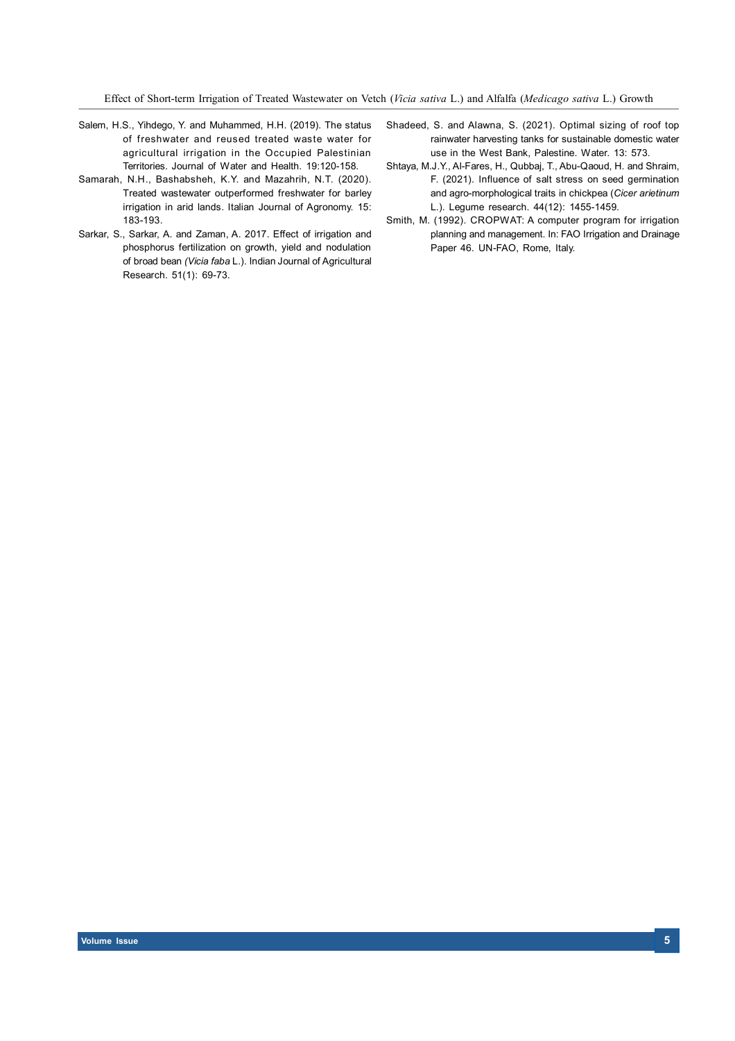Salem, H.S., Yihdego, Y. and Muhammed, H.H. (2019). The status of freshwater and reused treated waste water for agricultural irrigation in the Occupied Palestinian Territories. Journal of Water and Health. 19:120-158.

Samarah, N.H., Bashabsheh, K.Y. and Mazahrih, N.T. (2020). Treated wastewater outperformed freshwater for barley irrigation in arid lands. Italian Journal of Agronomy. 15: 183-193.

Sarkar, S., Sarkar, A. and Zaman, A. 2017. Effect of irrigation and phosphorus fertilization on growth, yield and nodulation of broad bean *(Vicia faba* L.). Indian Journal of Agricultural Research. 51(1): 69-73.

Shadeed, S. and Alawna, S. (2021). Optimal sizing of roof top rainwater harvesting tanks for sustainable domestic water use in the West Bank, Palestine. Water. 13: 573.

Shtaya, M.J.Y., Al-Fares, H., Qubbaj, T., Abu-Qaoud, H. and Shraim, F. (2021). Influence of salt stress on seed germination and agro-morphological traits in chickpea (*Cicer arietinum* L.). Legume research. 44(12): 1455-1459.

Smith, M. (1992). CROPWAT: A computer program for irrigation planning and management. In: FAO Irrigation and Drainage Paper 46. UN-FAO, Rome, Italy.